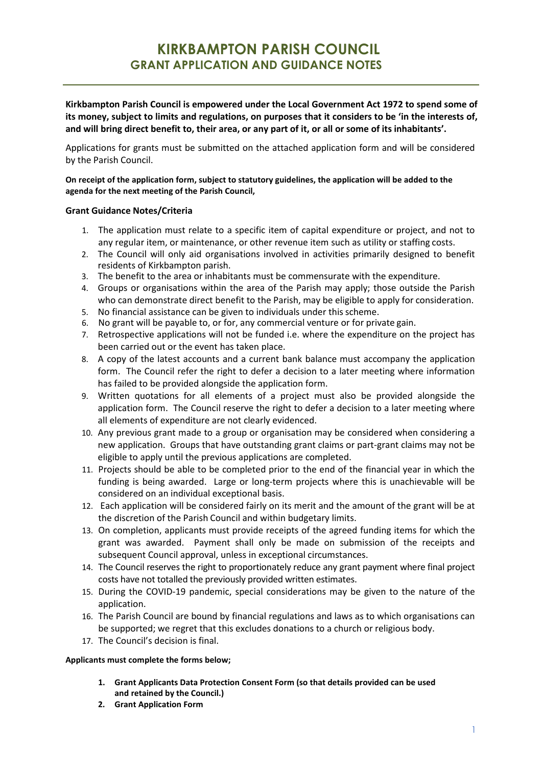# KIRKBAMPTON PARISH COUNCIL
## GRANT APPLICATION AND GUIDANCE NOTES

**Kirkbampton Parish Council is empowered under the Local Government Act 1972 to spend some of its money, subject to limits and regulations, on purposes that it considers to be 'in the interests of, and will bring direct benefit to, their area, or any part of it, or all or some of its inhabitants'.**

Applications for grants must be submitted on the attached application form and will be considered by the Parish Council.

**On receipt of the application form, subject to statutory guidelines, the application will be added to the agenda for the next meeting of the Parish Council,**

### Grant Guidance Notes/Criteria

1. The application must relate to a specific item of capital expenditure or project, and not to any regular item, or maintenance, or other revenue item such as utility or staffing costs.
2. The Council will only aid organisations involved in activities primarily designed to benefit residents of Kirkbampton parish.
3. The benefit to the area or inhabitants must be commensurate with the expenditure.
4. Groups or organisations within the area of the Parish may apply; those outside the Parish who can demonstrate direct benefit to the Parish, may be eligible to apply for consideration.
5. No financial assistance can be given to individuals under this scheme.
6. No grant will be payable to, or for, any commercial venture or for private gain.
7. Retrospective applications will not be funded i.e. where the expenditure on the project has been carried out or the event has taken place.
8. A copy of the latest accounts and a current bank balance must accompany the application form. The Council refer the right to defer a decision to a later meeting where information has failed to be provided alongside the application form.
9. Written quotations for all elements of a project must also be provided alongside the application form. The Council reserve the right to defer a decision to a later meeting where all elements of expenditure are not clearly evidenced.
10. Any previous grant made to a group or organisation may be considered when considering a new application. Groups that have outstanding grant claims or part-grant claims may not be eligible to apply until the previous applications are completed.
11. Projects should be able to be completed prior to the end of the financial year in which the funding is being awarded. Large or long-term projects where this is unachievable will be considered on an individual exceptional basis.
12. Each application will be considered fairly on its merit and the amount of the grant will be at the discretion of the Parish Council and within budgetary limits.
13. On completion, applicants must provide receipts of the agreed funding items for which the grant was awarded. Payment shall only be made on submission of the receipts and subsequent Council approval, unless in exceptional circumstances.
14. The Council reserves the right to proportionately reduce any grant payment where final project costs have not totalled the previously provided written estimates.
15. During the COVID-19 pandemic, special considerations may be given to the nature of the application.
16. The Parish Council are bound by financial regulations and laws as to which organisations can be supported; we regret that this excludes donations to a church or religious body.
17. The Council's decision is final.

**Applicants must complete the forms below;**

1. **Grant Applicants Data Protection Consent Form (so that details provided can be used and retained by the Council.)**
2. **Grant Application Form**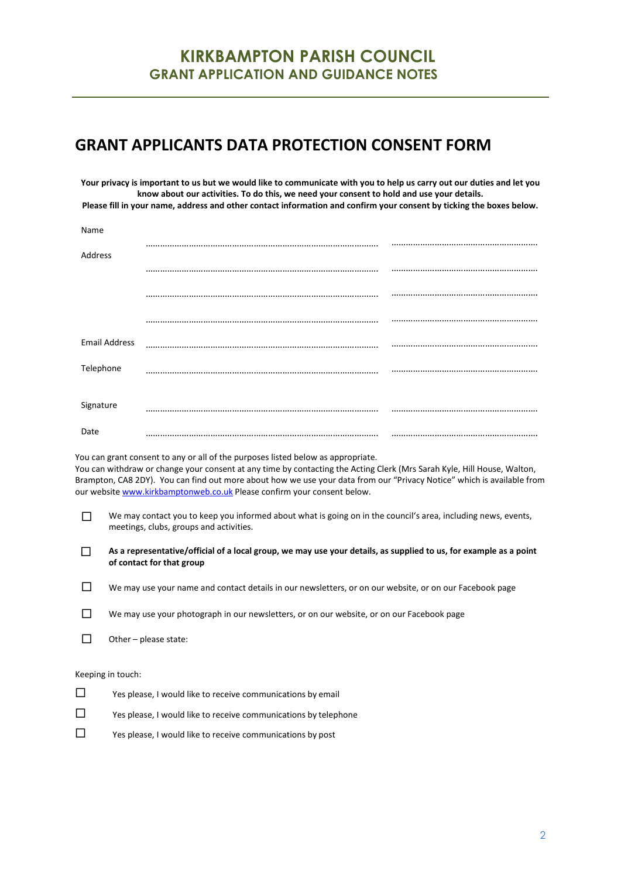# KIRKBAMPTON PARISH COUNCIL
## GRANT APPLICATION AND GUIDANCE NOTES

## GRANT APPLICANTS DATA PROTECTION CONSENT FORM

**Your privacy is important to us but we would like to communicate with you to help us carry out our duties and let you know about our activities. To do this, we need your consent to hold and use your details.**
**Please fill in your name, address and other contact information and confirm your consent by ticking the boxes below.**

| | | |
|---|---|---|
| Name | ………………………………………………………………………… | …………………………………………………… |
| Address | ………………………………………………………………………… | …………………………………………………… |
| | ………………………………………………………………………… | …………………………………………………… |
| | ………………………………………………………………………… | …………………………………………………… |
| Email Address | ………………………………………………………………………… | …………………………………………………… |
| Telephone | ………………………………………………………………………… | …………………………………………………… |
| Signature | ………………………………………………………………………… | …………………………………………………… |
| Date | ………………………………………………………………………… | …………………………………………………… |

You can grant consent to any or all of the purposes listed below as appropriate.
You can withdraw or change your consent at any time by contacting the Acting Clerk (Mrs Sarah Kyle, Hill House, Walton, Brampton, CA8 2DY). You can find out more about how we use your data from our "Privacy Notice" which is available from our website www.kirkbamptonweb.co.uk Please confirm your consent below.

☐ We may contact you to keep you informed about what is going on in the council's area, including news, events, meetings, clubs, groups and activities.

☐ **As a representative/official of a local group, we may use your details, as supplied to us, for example as a point of contact for that group**

☐ We may use your name and contact details in our newsletters, or on our website, or on our Facebook page

☐ We may use your photograph in our newsletters, or on our website, or on our Facebook page

☐ Other – please state:

Keeping in touch:

☐ Yes please, I would like to receive communications by email

☐ Yes please, I would like to receive communications by telephone

☐ Yes please, I would like to receive communications by post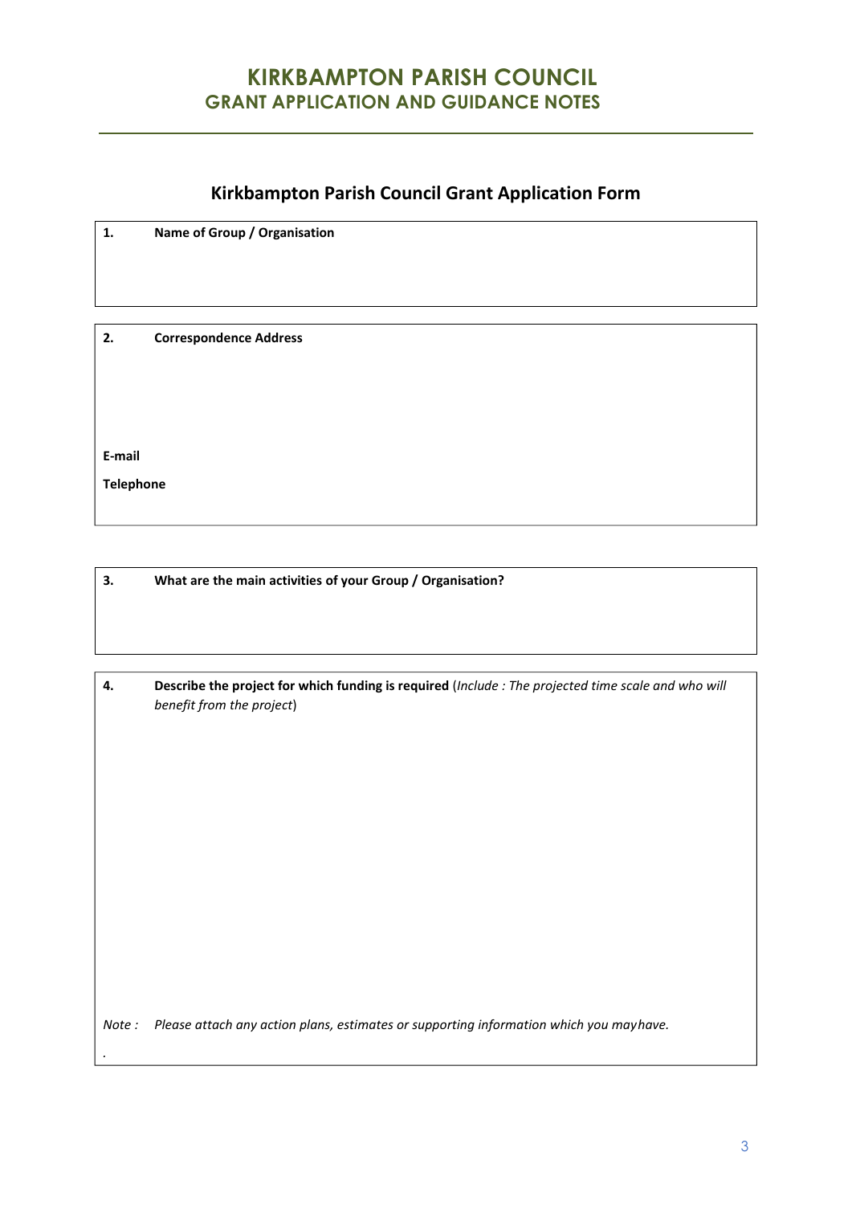# KIRKBAMPTON PARISH COUNCIL
## GRANT APPLICATION AND GUIDANCE NOTES

### Kirkbampton Parish Council Grant Application Form

**1.** **Name of Group / Organisation**

**2.** **Correspondence Address**

**E-mail**

**Telephone**

**3.** **What are the main activities of your Group / Organisation?**

**4.** **Describe the project for which funding is required** (*Include : The projected time scale and who will benefit from the project*)

*Note : Please attach any action plans, estimates or supporting information which you may have.*

.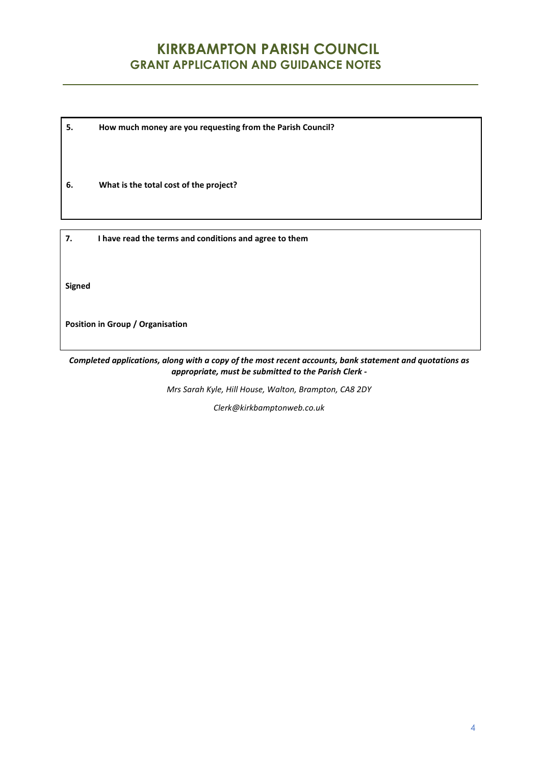**5. How much money are you requesting from the Parish Council?**

**6. What is the total cost of the project?**

**7. I have read the terms and conditions and agree to them**

**Signed**

**Position in Group / Organisation**

***Completed applications, along with a copy of the most recent accounts, bank statement and quotations as appropriate, must be submitted to the Parish Clerk -***

*Mrs Sarah Kyle, Hill House, Walton, Brampton, CA8 2DY*

*Clerk@kirkbamptonweb.co.uk*